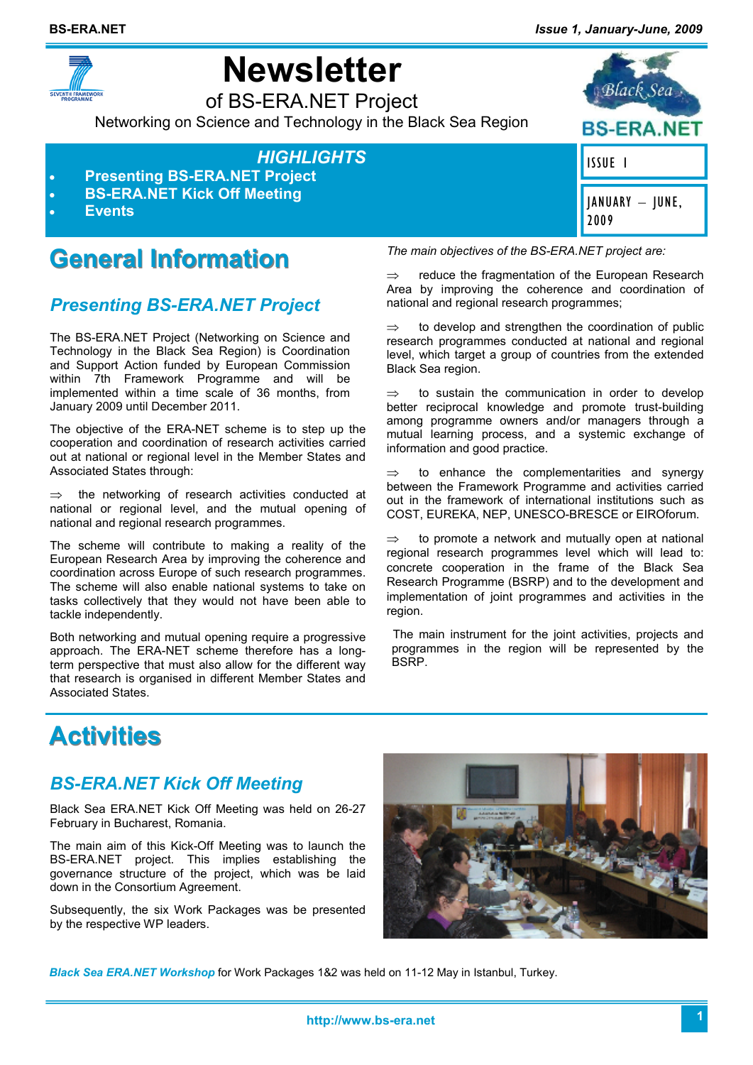# Newsletter

of BS-ERA.NET Project

Networking on Science and Technology in the Black Sea Region

BS-ERA.NET

ISSUE 1

JANUARY – JUNE, 2009

*HIGHLIGHTS*

- **Presenting BS-ERA.NET Project**
- **BS-ERA.NET Kick Off Meeting**
- **Events**

# General Information

## *Presenting BS-ERA.NET Project*

The BS-ERA.NET Project (Networking on Science and Technology in the Black Sea Region) is Coordination and Support Action funded by European Commission within 7th Framework Programme and will be implemented within a time scale of 36 months, from January 2009 until December 2011.

The objective of the ERA-NET scheme is to step up the cooperation and coordination of research activities carried out at national or regional level in the Member States and Associated States through:

⇒ the networking of research activities conducted at national or regional level, and the mutual opening of national and regional research programmes.

The scheme will contribute to making a reality of the European Research Area by improving the coherence and coordination across Europe of such research programmes. The scheme will also enable national systems to take on tasks collectively that they would not have been able to tackle independently.

Both networking and mutual opening require a progressive approach. The ERA-NET scheme therefore has a long-term perspective that must also allow for the different way that research is organised in different Member States and Associated States.

*The main objectives of the BS-ERA.NET project are:*

⇒ reduce the fragmentation of the European Research Area by improving the coherence and coordination of national and regional research programmes;

⇒ to develop and strengthen the coordination of public research programmes conducted at national and regional level, which target a group of countries from the extended Black Sea region.

⇒ to sustain the communication in order to develop better reciprocal knowledge and promote trust-building among programme owners and/or managers through a mutual learning process, and a systemic exchange of information and good practice.

⇒ to enhance the complementarities and synergy between the Framework Programme and activities carried out in the framework of international institutions such as COST, EUREKA, NEP, UNESCO-BRESCE or EIROforum.

⇒ to promote a network and mutually open at national regional research programmes level which will lead to: concrete cooperation in the frame of the Black Sea Research Programme (BSRP) and to the development and implementation of joint programmes and activities in the region.

The main instrument for the joint activities, projects and programmes in the region will be represented by the BSRP.

# Activities

## *BS-ERA.NET Kick Off Meeting*

Black Sea ERA.NET Kick Off Meeting was held on 26-27 February in Bucharest, Romania.

The main aim of this Kick-Off Meeting was to launch the BS-ERA.NET project. This implies establishing the governance structure of the project, which was be laid down in the Consortium Agreement.

Subsequently, the six Work Packages was be presented by the respective WP leaders.

***Black Sea ERA.NET Workshop*** for Work Packages 1&2 was held on 11-12 May in Istanbul, Turkey.

http://www.bs-era.net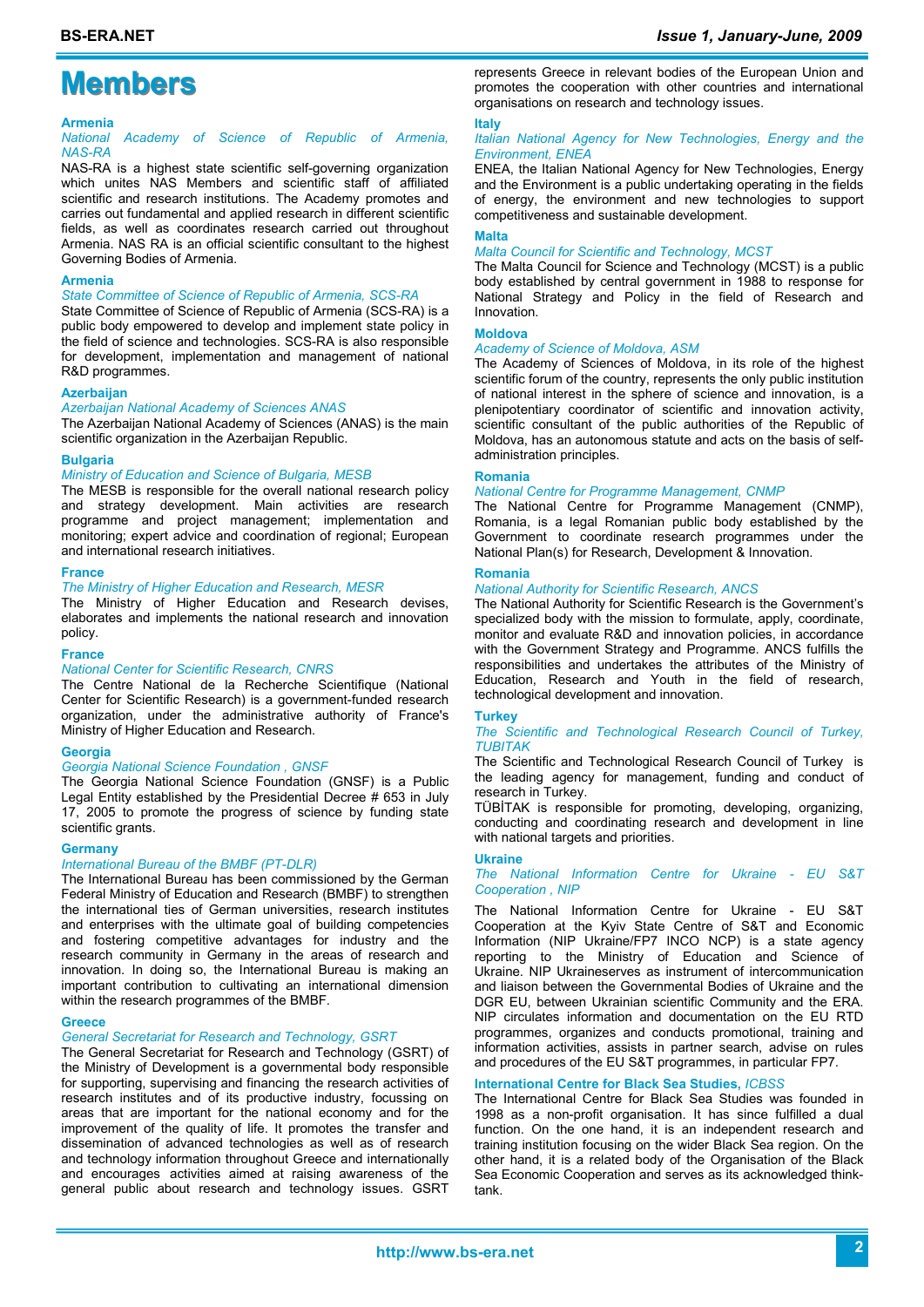# Members

**Armenia**

*National Academy of Science of Republic of Armenia, NAS-RA*

NAS-RA is a highest state scientific self-governing organization which unites NAS Members and scientific staff of affiliated scientific and research institutions. The Academy promotes and carries out fundamental and applied research in different scientific fields, as well as coordinates research carried out throughout Armenia. NAS RA is an official scientific consultant to the highest Governing Bodies of Armenia.

**Armenia**

*State Committee of Science of Republic of Armenia, SCS-RA*

State Committee of Science of Republic of Armenia (SCS-RA) is a public body empowered to develop and implement state policy in the field of science and technologies. SCS-RA is also responsible for development, implementation and management of national R&D programmes.

**Azerbaijan**

*Azerbaijan National Academy of Sciences ANAS*

The Azerbaijan National Academy of Sciences (ANAS) is the main scientific organization in the Azerbaijan Republic.

**Bulgaria**

*Ministry of Education and Science of Bulgaria, MESB*

The MESB is responsible for the overall national research policy and strategy development. Main activities are research programme and project management; implementation and monitoring; expert advice and coordination of regional; European and international research initiatives.

**France**

*The Ministry of Higher Education and Research, MESR*

The Ministry of Higher Education and Research devises, elaborates and implements the national research and innovation policy.

**France**

*National Center for Scientific Research, CNRS*

The Centre National de la Recherche Scientifique (National Center for Scientific Research) is a government-funded research organization, under the administrative authority of France's Ministry of Higher Education and Research.

**Georgia**

*Georgia National Science Foundation , GNSF*

The Georgia National Science Foundation (GNSF) is a Public Legal Entity established by the Presidential Decree # 653 in July 17, 2005 to promote the progress of science by funding state scientific grants.

**Germany**

*International Bureau of the BMBF (PT-DLR)*

The International Bureau has been commissioned by the German Federal Ministry of Education and Research (BMBF) to strengthen the international ties of German universities, research institutes and enterprises with the ultimate goal of building competencies and fostering competitive advantages for industry and the research community in Germany in the areas of research and innovation. In doing so, the International Bureau is making an important contribution to cultivating an international dimension within the research programmes of the BMBF.

**Greece**

*General Secretariat for Research and Technology, GSRT*

The General Secretariat for Research and Technology (GSRT) of the Ministry of Development is a governmental body responsible for supporting, supervising and financing the research activities of research institutes and of its productive industry, focussing on areas that are important for the national economy and for the improvement of the quality of life. It promotes the transfer and dissemination of advanced technologies as well as of research and technology information throughout Greece and internationally and encourages activities aimed at raising awareness of the general public about research and technology issues. GSRT represents Greece in relevant bodies of the European Union and promotes the cooperation with other countries and international organisations on research and technology issues.

**Italy**

*Italian National Agency for New Technologies, Energy and the Environment, ENEA*

ENEA, the Italian National Agency for New Technologies, Energy and the Environment is a public undertaking operating in the fields of energy, the environment and new technologies to support competitiveness and sustainable development.

**Malta**

*Malta Council for Scientific and Technology, MCST*

The Malta Council for Science and Technology (MCST) is a public body established by central government in 1988 to response for National Strategy and Policy in the field of Research and Innovation.

**Moldova**

*Academy of Science of Moldova, ASM*

The Academy of Sciences of Moldova, in its role of the highest scientific forum of the country, represents the only public institution of national interest in the sphere of science and innovation, is a plenipotentiary coordinator of scientific and innovation activity, scientific consultant of the public authorities of the Republic of Moldova, has an autonomous statute and acts on the basis of self-administration principles.

**Romania**

*National Centre for Programme Management, CNMP*

The National Centre for Programme Management (CNMP), Romania, is a legal Romanian public body established by the Government to coordinate research programmes under the National Plan(s) for Research, Development & Innovation.

**Romania**

*National Authority for Scientific Research, ANCS*

The National Authority for Scientific Research is the Government's specialized body with the mission to formulate, apply, coordinate, monitor and evaluate R&D and innovation policies, in accordance with the Government Strategy and Programme. ANCS fulfills the responsibilities and undertakes the attributes of the Ministry of Education, Research and Youth in the field of research, technological development and innovation.

**Turkey**

*The Scientific and Technological Research Council of Turkey, TUBITAK*

The Scientific and Technological Research Council of Turkey is the leading agency for management, funding and conduct of research in Turkey.

TÜBİTAK is responsible for promoting, developing, organizing, conducting and coordinating research and development in line with national targets and priorities.

**Ukraine**

*The National Information Centre for Ukraine - EU S&T Cooperation , NIP*

The National Information Centre for Ukraine - EU S&T Cooperation at the Kyiv State Centre of S&T and Economic Information (NIP Ukraine/FP7 INCO NCP) is a state agency reporting to the Ministry of Education and Science of Ukraine. NIP Ukraineserves as instrument of intercommunication and liaison between the Governmental Bodies of Ukraine and the DGR EU, between Ukrainian scientific Community and the ERA. NIP circulates information and documentation on the EU RTD programmes, organizes and conducts promotional, training and information activities, assists in partner search, advise on rules and procedures of the EU S&T programmes, in particular FP7.

**International Centre for Black Sea Studies,** *ICBSS*

The International Centre for Black Sea Studies was founded in 1998 as a non-profit organisation. It has since fulfilled a dual function. On the one hand, it is an independent research and training institution focusing on the wider Black Sea region. On the other hand, it is a related body of the Organisation of the Black Sea Economic Cooperation and serves as its acknowledged think-tank.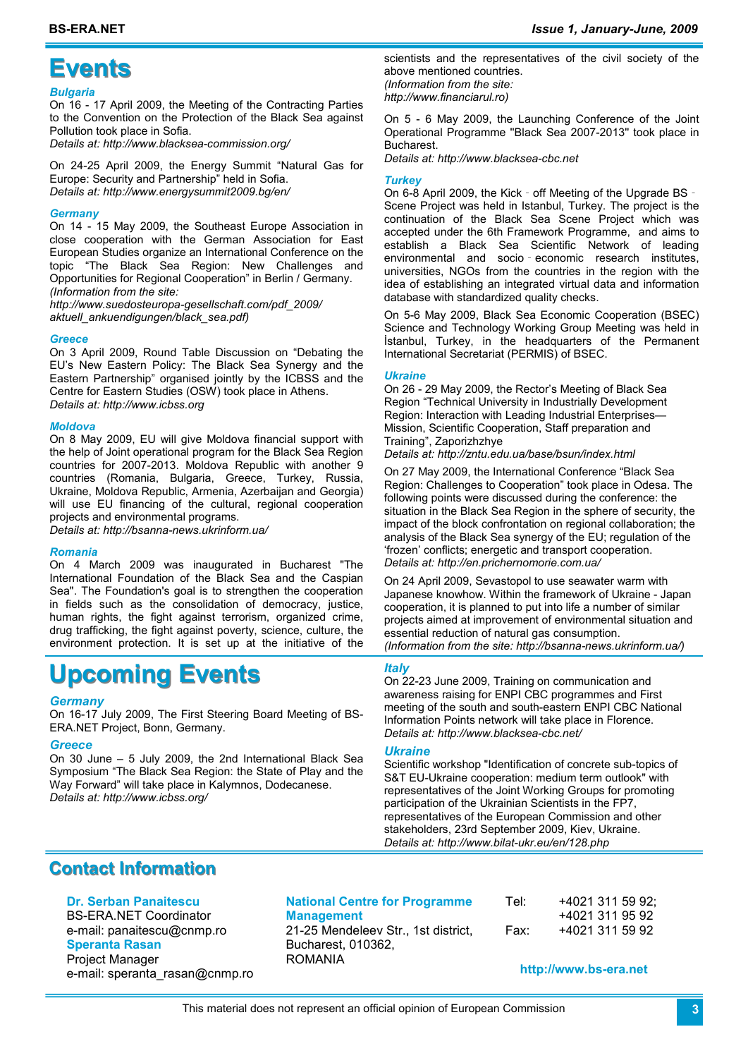# Events

### Bulgaria

On 16 - 17 April 2009, the Meeting of the Contracting Parties to the Convention on the Protection of the Black Sea against Pollution took place in Sofia.
*Details at: http://www.blacksea-commission.org/*

On 24-25 April 2009, the Energy Summit "Natural Gas for Europe: Security and Partnership" held in Sofia.
*Details at: http://www.energysummit2009.bg/en/*

### Germany

On 14 - 15 May 2009, the Southeast Europe Association in close cooperation with the German Association for East European Studies organize an International Conference on the topic "The Black Sea Region: New Challenges and Opportunities for Regional Cooperation" in Berlin / Germany.
*(Information from the site: http://www.suedosteuropa-gesellschaft.com/pdf_2009/aktuell_ankuendigungen/black_sea.pdf)*

### Greece

On 3 April 2009, Round Table Discussion on "Debating the EU's New Eastern Policy: The Black Sea Synergy and the Eastern Partnership" organised jointly by the ICBSS and the Centre for Eastern Studies (OSW) took place in Athens.
*Details at: http://www.icbss.org*

### Moldova

On 8 May 2009, EU will give Moldova financial support with the help of Joint operational program for the Black Sea Region countries for 2007-2013. Moldova Republic with another 9 countries (Romania, Bulgaria, Greece, Turkey, Russia, Ukraine, Moldova Republic, Armenia, Azerbaijan and Georgia) will use EU financing of the cultural, regional cooperation projects and environmental programs.
*Details at: http://bsanna-news.ukrinform.ua/*

### Romania

On 4 March 2009 was inaugurated in Bucharest "The International Foundation of the Black Sea and the Caspian Sea". The Foundation's goal is to strengthen the cooperation in fields such as the consolidation of democracy, justice, human rights, the fight against terrorism, organized crime, drug trafficking, the fight against poverty, science, culture, the environment protection. It is set up at the initiative of the scientists and the representatives of the civil society of the above mentioned countries.
*(Information from the site: http://www.financiarul.ro)*

On 5 - 6 May 2009, the Launching Conference of the Joint Operational Programme "Black Sea 2007-2013" took place in Bucharest.
*Details at: http://www.blacksea-cbc.net*

### Turkey

On 6-8 April 2009, the Kick - off Meeting of the Upgrade BS - Scene Project was held in Istanbul, Turkey. The project is the continuation of the Black Sea Scene Project which was accepted under the 6th Framework Programme, and aims to establish a Black Sea Scientific Network of leading environmental and socio - economic research institutes, universities, NGOs from the countries in the region with the idea of establishing an integrated virtual data and information database with standardized quality checks.

On 5-6 May 2009, Black Sea Economic Cooperation (BSEC) Science and Technology Working Group Meeting was held in İstanbul, Turkey, in the headquarters of the Permanent International Secretariat (PERMIS) of BSEC.

### Ukraine

On 26 - 29 May 2009, the Rector's Meeting of Black Sea Region "Technical University in Industrially Development Region: Interaction with Leading Industrial Enterprises—Mission, Scientific Cooperation, Staff preparation and Training", Zaporizhzhye
*Details at: http://zntu.edu.ua/base/bsun/index.html*

On 27 May 2009, the International Conference "Black Sea Region: Challenges to Cooperation" took place in Odesa. The following points were discussed during the conference: the situation in the Black Sea Region in the sphere of security, the impact of the block confrontation on regional collaboration; the analysis of the Black Sea synergy of the EU; regulation of the 'frozen' conflicts; energetic and transport cooperation.
*Details at: http://en.prichernomorie.com.ua/*

On 24 April 2009, Sevastopol to use seawater warm with Japanese knowhow. Within the framework of Ukraine - Japan cooperation, it is planned to put into life a number of similar projects aimed at improvement of environmental situation and essential reduction of natural gas consumption.
*(Information from the site: http://bsanna-news.ukrinform.ua/)*

# Upcoming Events

### Germany

On 16-17 July 2009, The First Steering Board Meeting of BS-ERA.NET Project, Bonn, Germany.

### Greece

On 30 June – 5 July 2009, the 2nd International Black Sea Symposium "The Black Sea Region: the State of Play and the Way Forward" will take place in Kalymnos, Dodecanese.
*Details at: http://www.icbss.org/*

### Italy

On 22-23 June 2009, Training on communication and awareness raising for ENPI CBC programmes and First meeting of the south and south-eastern ENPI CBC National Information Points network will take place in Florence.
*Details at: http://www.blacksea-cbc.net/*

### Ukraine

Scientific workshop "Identification of concrete sub-topics of S&T EU-Ukraine cooperation: medium term outlook" with representatives of the Joint Working Groups for promoting participation of the Ukrainian Scientists in the FP7, representatives of the European Commission and other stakeholders, 23rd September 2009, Kiev, Ukraine.
*Details at: http://www.bilat-ukr.eu/en/128.php*

# Contact Information

**Dr. Serban Panaitescu**
BS-ERA.NET Coordinator
e-mail: panaitescu@cnmp.ro

**Speranta Rasan**
Project Manager
e-mail: speranta_rasan@cnmp.ro

**National Centre for Programme Management**
21-25 Mendeleev Str., 1st district,
Bucharest, 010362,
ROMANIA

Tel: +4021 311 59 92; +4021 311 95 92
Fax: +4021 311 59 92

**http://www.bs-era.net**

This material does not represent an official opinion of European Commission